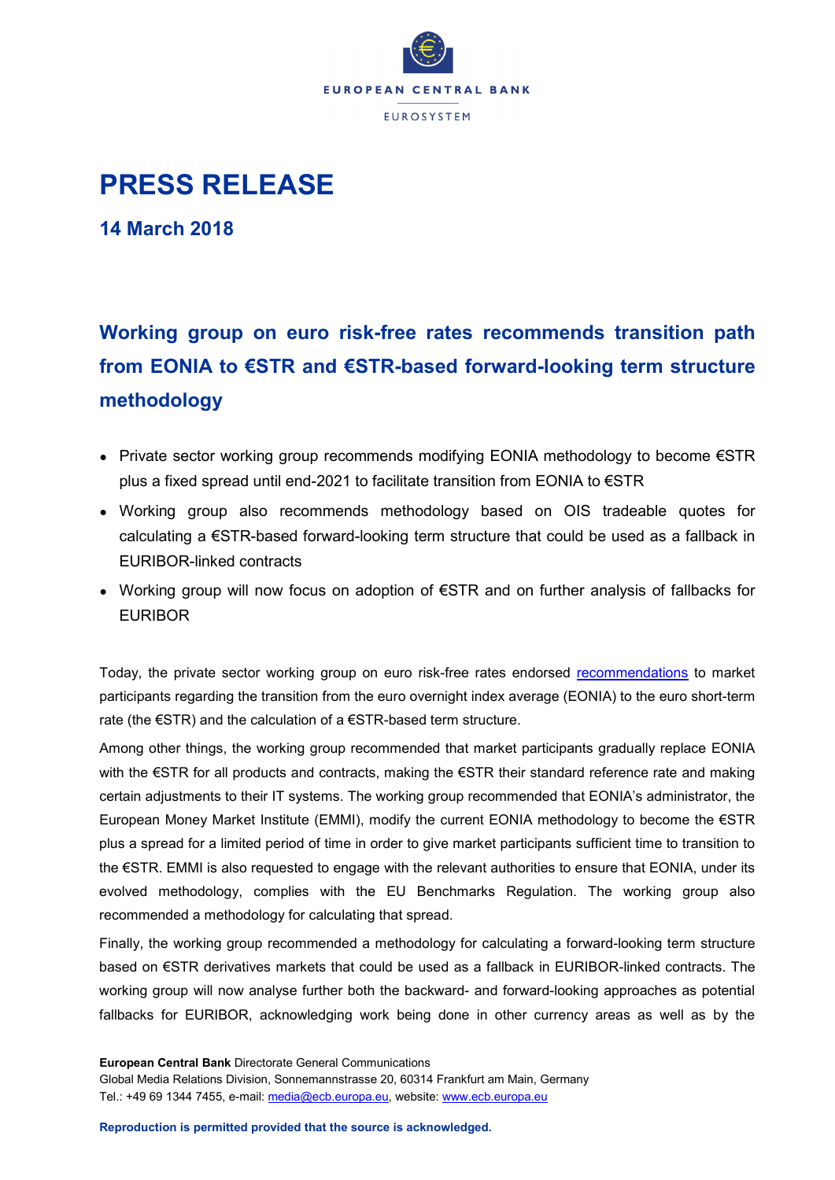EUROPEAN CENTRAL BANK

EUROSYSTEM

# PRESS RELEASE

## 14 March 2018

## Working group on euro risk-free rates recommends transition path from EONIA to €STR and €STR-based forward-looking term structure methodology

- Private sector working group recommends modifying EONIA methodology to become €STR plus a fixed spread until end-2021 to facilitate transition from EONIA to €STR
- Working group also recommends methodology based on OIS tradeable quotes for calculating a €STR-based forward-looking term structure that could be used as a fallback in EURIBOR-linked contracts
- Working group will now focus on adoption of €STR and on further analysis of fallbacks for EURIBOR

Today, the private sector working group on euro risk-free rates endorsed recommendations to market participants regarding the transition from the euro overnight index average (EONIA) to the euro short-term rate (the €STR) and the calculation of a €STR-based term structure.

Among other things, the working group recommended that market participants gradually replace EONIA with the €STR for all products and contracts, making the €STR their standard reference rate and making certain adjustments to their IT systems. The working group recommended that EONIA's administrator, the European Money Market Institute (EMMI), modify the current EONIA methodology to become the €STR plus a spread for a limited period of time in order to give market participants sufficient time to transition to the €STR. EMMI is also requested to engage with the relevant authorities to ensure that EONIA, under its evolved methodology, complies with the EU Benchmarks Regulation. The working group also recommended a methodology for calculating that spread.

Finally, the working group recommended a methodology for calculating a forward-looking term structure based on €STR derivatives markets that could be used as a fallback in EURIBOR-linked contracts. The working group will now analyse further both the backward- and forward-looking approaches as potential fallbacks for EURIBOR, acknowledging work being done in other currency areas as well as by the

**European Central Bank** Directorate General Communications
Global Media Relations Division, Sonnemannstrasse 20, 60314 Frankfurt am Main, Germany
Tel.: +49 69 1344 7455, e-mail: media@ecb.europa.eu, website: www.ecb.europa.eu

**Reproduction is permitted provided that the source is acknowledged.**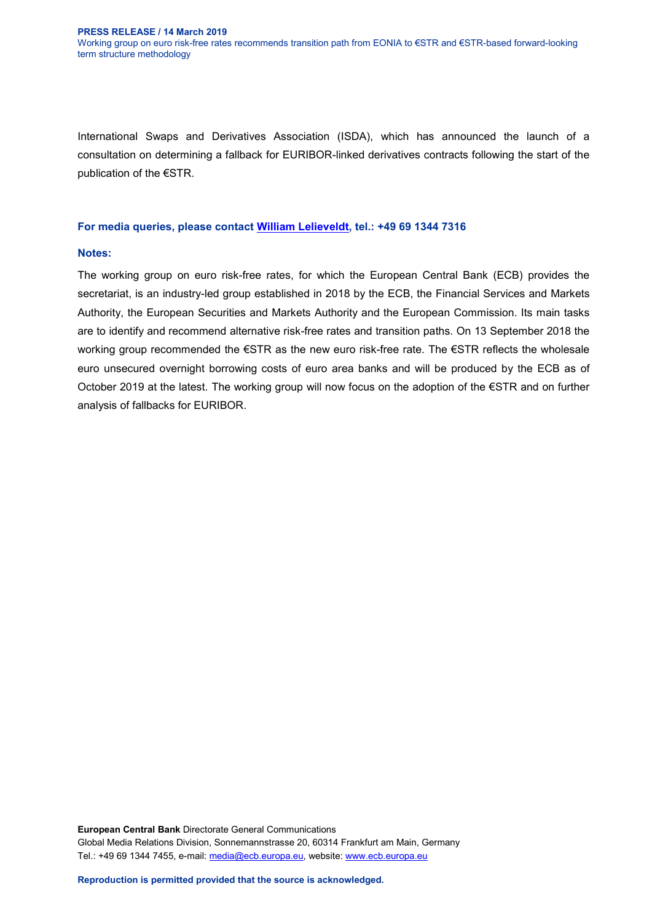International Swaps and Derivatives Association (ISDA), which has announced the launch of a consultation on determining a fallback for EURIBOR-linked derivatives contracts following the start of the publication of the €STR.

**For media queries, please contact William Lelieveldt, tel.: +49 69 1344 7316**

**Notes:**

The working group on euro risk-free rates, for which the European Central Bank (ECB) provides the secretariat, is an industry-led group established in 2018 by the ECB, the Financial Services and Markets Authority, the European Securities and Markets Authority and the European Commission. Its main tasks are to identify and recommend alternative risk-free rates and transition paths. On 13 September 2018 the working group recommended the €STR as the new euro risk-free rate. The €STR reflects the wholesale euro unsecured overnight borrowing costs of euro area banks and will be produced by the ECB as of October 2019 at the latest. The working group will now focus on the adoption of the €STR and on further analysis of fallbacks for EURIBOR.

**European Central Bank** Directorate General Communications
Global Media Relations Division, Sonnemannstrasse 20, 60314 Frankfurt am Main, Germany
Tel.: +49 69 1344 7455, e-mail: media@ecb.europa.eu, website: www.ecb.europa.eu

**Reproduction is permitted provided that the source is acknowledged.**